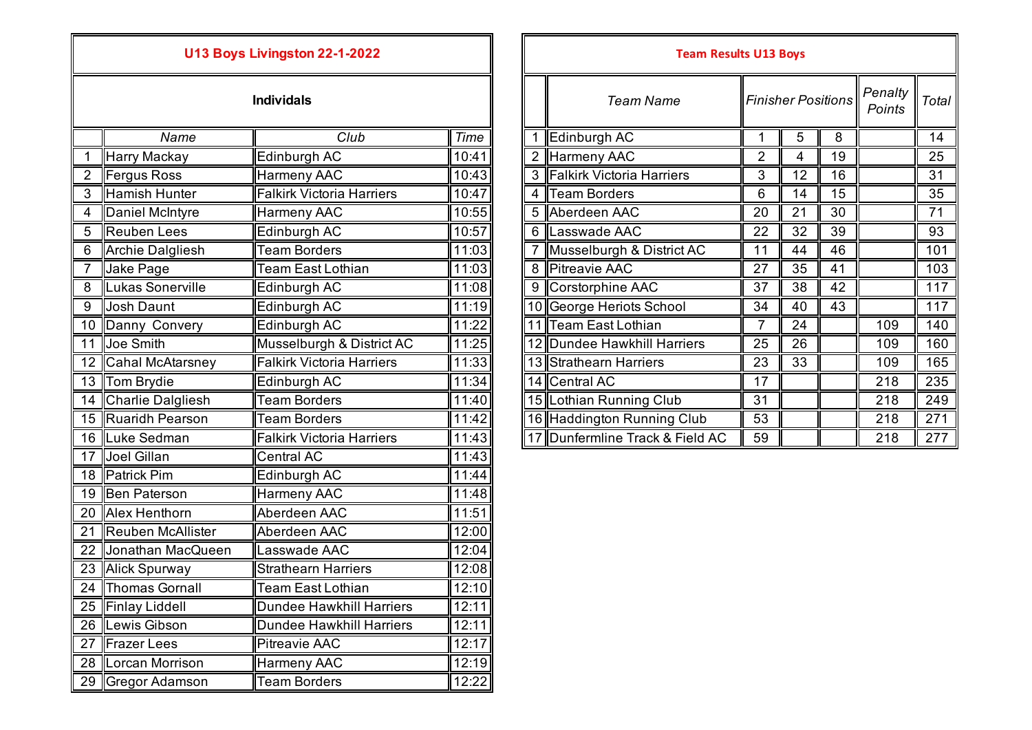## U13 Boys Livingston 22-1-2022

### Individuals

| | *Name* | *Club* | *Time* |
|---|---|---|---|
| 1 | Harry Mackay | Edinburgh AC | 10:41 |
| 2 | Fergus Ross | Harmeny AAC | 10:43 |
| 3 | Hamish Hunter | Falkirk Victoria Harriers | 10:47 |
| 4 | Daniel McIntyre | Harmeny AAC | 10:55 |
| 5 | Reuben Lees | Edinburgh AC | 10:57 |
| 6 | Archie Dalgliesh | Team Borders | 11:03 |
| 7 | Jake Page | Team East Lothian | 11:03 |
| 8 | Lukas Sonerville | Edinburgh AC | 11:08 |
| 9 | Josh Daunt | Edinburgh AC | 11:19 |
| 10 | Danny Convery | Edinburgh AC | 11:22 |
| 11 | Joe Smith | Musselburgh & District AC | 11:25 |
| 12 | Cahal McAtarsney | Falkirk Victoria Harriers | 11:33 |
| 13 | Tom Brydie | Edinburgh AC | 11:34 |
| 14 | Charlie Dalgliesh | Team Borders | 11:40 |
| 15 | Ruaridh Pearson | Team Borders | 11:42 |
| 16 | Luke Sedman | Falkirk Victoria Harriers | 11:43 |
| 17 | Joel Gillan | Central AC | 11:43 |
| 18 | Patrick Pim | Edinburgh AC | 11:44 |
| 19 | Ben Paterson | Harmeny AAC | 11:48 |
| 20 | Alex Henthorn | Aberdeen AAC | 11:51 |
| 21 | Reuben McAllister | Aberdeen AAC | 12:00 |
| 22 | Jonathan MacQueen | Lasswade AAC | 12:04 |
| 23 | Alick Spurway | Strathearn Harriers | 12:08 |
| 24 | Thomas Gornall | Team East Lothian | 12:10 |
| 25 | Finlay Liddell | Dundee Hawkhill Harriers | 12:11 |
| 26 | Lewis Gibson | Dundee Hawkhill Harriers | 12:11 |
| 27 | Frazer Lees | Pitreavie AAC | 12:17 |
| 28 | Lorcan Morrison | Harmeny AAC | 12:19 |
| 29 | Gregor Adamson | Team Borders | 12:22 |

## Team Results U13 Boys

| | *Team Name* | *Finisher Positions* | | | *Penalty Points* | *Total* |
|---|---|---|---|---|---|---|
| 1 | Edinburgh AC | 1 | 5 | 8 | | 14 |
| 2 | Harmeny AAC | 2 | 4 | 19 | | 25 |
| 3 | Falkirk Victoria Harriers | 3 | 12 | 16 | | 31 |
| 4 | Team Borders | 6 | 14 | 15 | | 35 |
| 5 | Aberdeen AAC | 20 | 21 | 30 | | 71 |
| 6 | Lasswade AAC | 22 | 32 | 39 | | 93 |
| 7 | Musselburgh & District AC | 11 | 44 | 46 | | 101 |
| 8 | Pitreavie AAC | 27 | 35 | 41 | | 103 |
| 9 | Corstorphine AAC | 37 | 38 | 42 | | 117 |
| 10 | George Heriots School | 34 | 40 | 43 | | 117 |
| 11 | Team East Lothian | 7 | 24 | | 109 | 140 |
| 12 | Dundee Hawkhill Harriers | 25 | 26 | | 109 | 160 |
| 13 | Strathearn Harriers | 23 | 33 | | 109 | 165 |
| 14 | Central AC | 17 | | | 218 | 235 |
| 15 | Lothian Running Club | 31 | | | 218 | 249 |
| 16 | Haddington Running Club | 53 | | | 218 | 271 |
| 17 | Dunfermline Track & Field AC | 59 | | | 218 | 277 |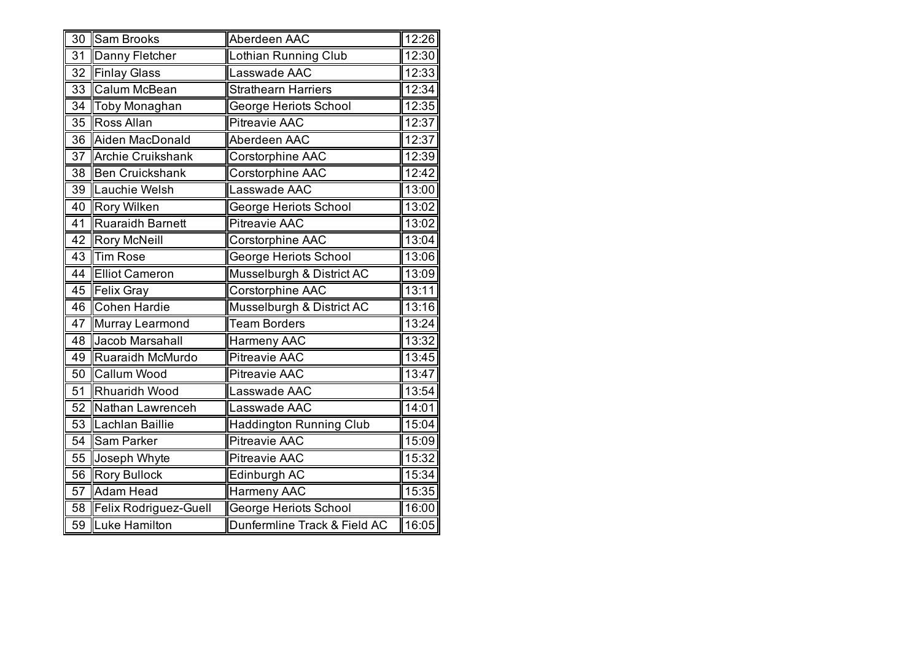| | | | |
|---|---|---|---|
| 30 | Sam Brooks | Aberdeen AAC | 12:26 |
| 31 | Danny Fletcher | Lothian Running Club | 12:30 |
| 32 | Finlay Glass | Lasswade AAC | 12:33 |
| 33 | Calum McBean | Strathearn Harriers | 12:34 |
| 34 | Toby Monaghan | George Heriots School | 12:35 |
| 35 | Ross Allan | Pitreavie AAC | 12:37 |
| 36 | Aiden MacDonald | Aberdeen AAC | 12:37 |
| 37 | Archie Cruikshank | Corstorphine AAC | 12:39 |
| 38 | Ben Cruickshank | Corstorphine AAC | 12:42 |
| 39 | Lauchie Welsh | Lasswade AAC | 13:00 |
| 40 | Rory Wilken | George Heriots School | 13:02 |
| 41 | Ruaraidh Barnett | Pitreavie AAC | 13:02 |
| 42 | Rory McNeill | Corstorphine AAC | 13:04 |
| 43 | Tim Rose | George Heriots School | 13:06 |
| 44 | Elliot Cameron | Musselburgh & District AC | 13:09 |
| 45 | Felix Gray | Corstorphine AAC | 13:11 |
| 46 | Cohen Hardie | Musselburgh & District AC | 13:16 |
| 47 | Murray Learmond | Team Borders | 13:24 |
| 48 | Jacob Marsahall | Harmeny AAC | 13:32 |
| 49 | Ruaraidh McMurdo | Pitreavie AAC | 13:45 |
| 50 | Callum Wood | Pitreavie AAC | 13:47 |
| 51 | Rhuaridh Wood | Lasswade AAC | 13:54 |
| 52 | Nathan Lawrenceh | Lasswade AAC | 14:01 |
| 53 | Lachlan Baillie | Haddington Running Club | 15:04 |
| 54 | Sam Parker | Pitreavie AAC | 15:09 |
| 55 | Joseph Whyte | Pitreavie AAC | 15:32 |
| 56 | Rory Bullock | Edinburgh AC | 15:34 |
| 57 | Adam Head | Harmeny AAC | 15:35 |
| 58 | Felix Rodriguez-Guell | George Heriots School | 16:00 |
| 59 | Luke Hamilton | Dunfermline Track & Field AC | 16:05 |